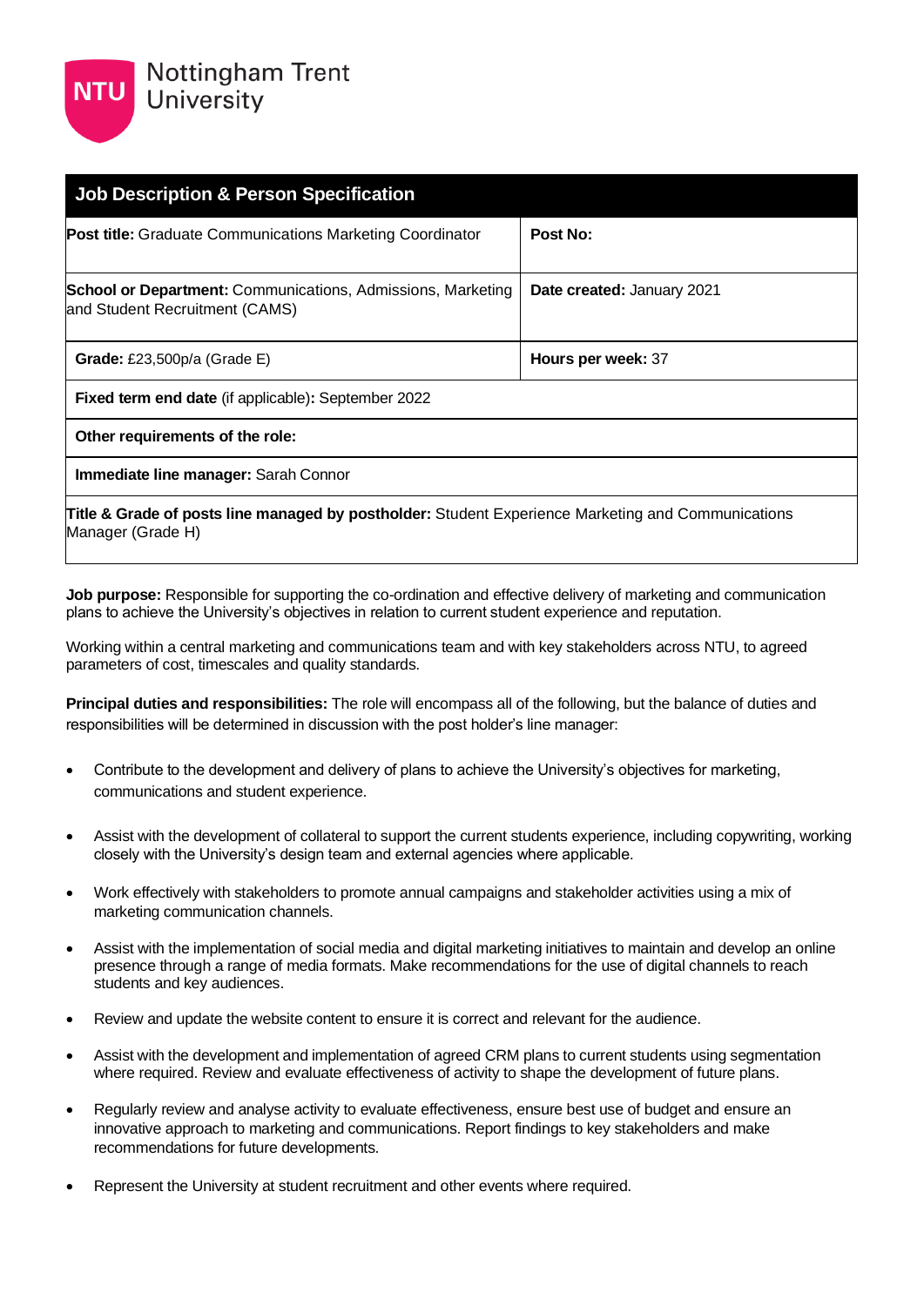Nottingham Trent University

## Job Description & Person Specification

| **Post title:** Graduate Communications Marketing Coordinator | **Post No:** |
|---|---|
| **School or Department:** Communications, Admissions, Marketing and Student Recruitment (CAMS) | **Date created:** January 2021 |
| **Grade:** £23,500p/a (Grade E) | **Hours per week:** 37 |
| **Fixed term end date** (if applicable)**:** September 2022 | |
| **Other requirements of the role:** | |
| **Immediate line manager:** Sarah Connor | |
| **Title & Grade of posts line managed by postholder:** Student Experience Marketing and Communications Manager (Grade H) | |

**Job purpose:** Responsible for supporting the co-ordination and effective delivery of marketing and communication plans to achieve the University's objectives in relation to current student experience and reputation.

Working within a central marketing and communications team and with key stakeholders across NTU, to agreed parameters of cost, timescales and quality standards.

**Principal duties and responsibilities:** The role will encompass all of the following, but the balance of duties and responsibilities will be determined in discussion with the post holder's line manager:

- Contribute to the development and delivery of plans to achieve the University's objectives for marketing, communications and student experience.
- Assist with the development of collateral to support the current students experience, including copywriting, working closely with the University's design team and external agencies where applicable.
- Work effectively with stakeholders to promote annual campaigns and stakeholder activities using a mix of marketing communication channels.
- Assist with the implementation of social media and digital marketing initiatives to maintain and develop an online presence through a range of media formats. Make recommendations for the use of digital channels to reach students and key audiences.
- Review and update the website content to ensure it is correct and relevant for the audience.
- Assist with the development and implementation of agreed CRM plans to current students using segmentation where required. Review and evaluate effectiveness of activity to shape the development of future plans.
- Regularly review and analyse activity to evaluate effectiveness, ensure best use of budget and ensure an innovative approach to marketing and communications. Report findings to key stakeholders and make recommendations for future developments.
- Represent the University at student recruitment and other events where required.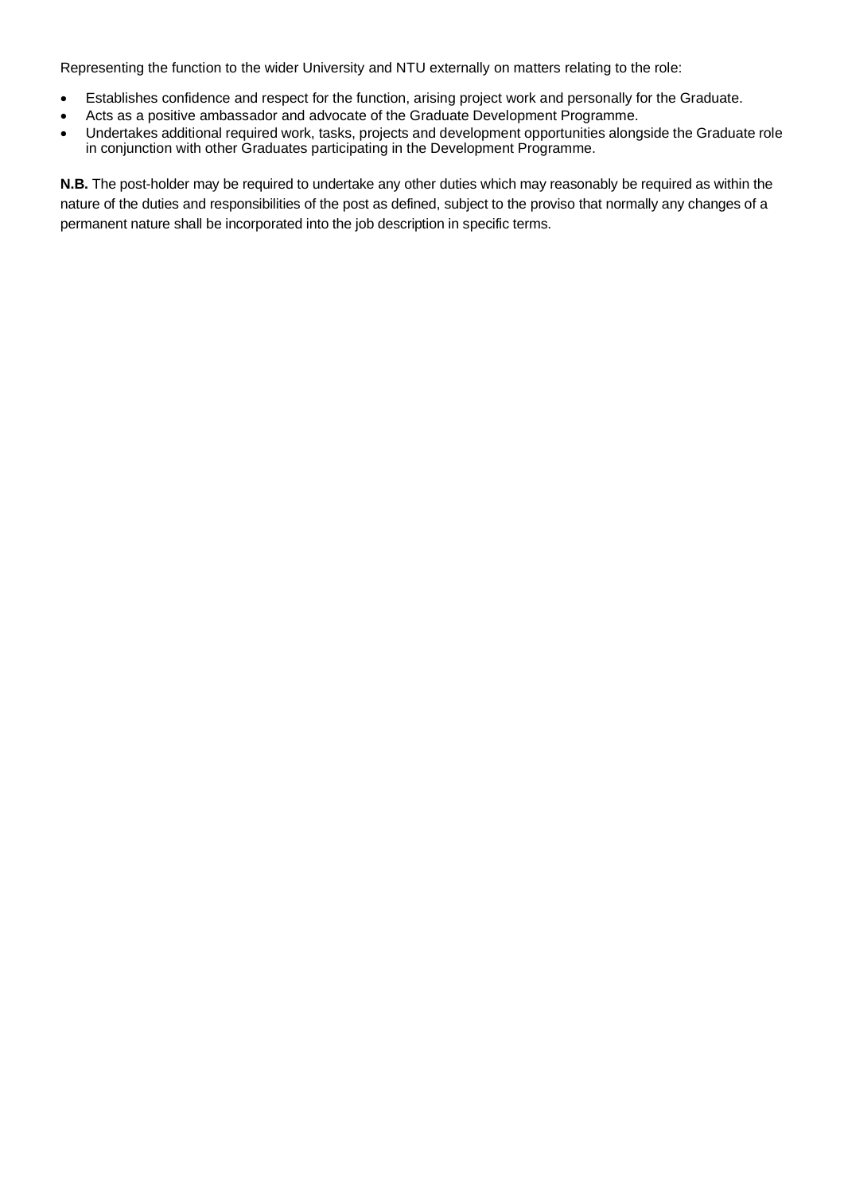Representing the function to the wider University and NTU externally on matters relating to the role:

- Establishes confidence and respect for the function, arising project work and personally for the Graduate.
- Acts as a positive ambassador and advocate of the Graduate Development Programme.
- Undertakes additional required work, tasks, projects and development opportunities alongside the Graduate role in conjunction with other Graduates participating in the Development Programme.

**N.B.** The post-holder may be required to undertake any other duties which may reasonably be required as within the nature of the duties and responsibilities of the post as defined, subject to the proviso that normally any changes of a permanent nature shall be incorporated into the job description in specific terms.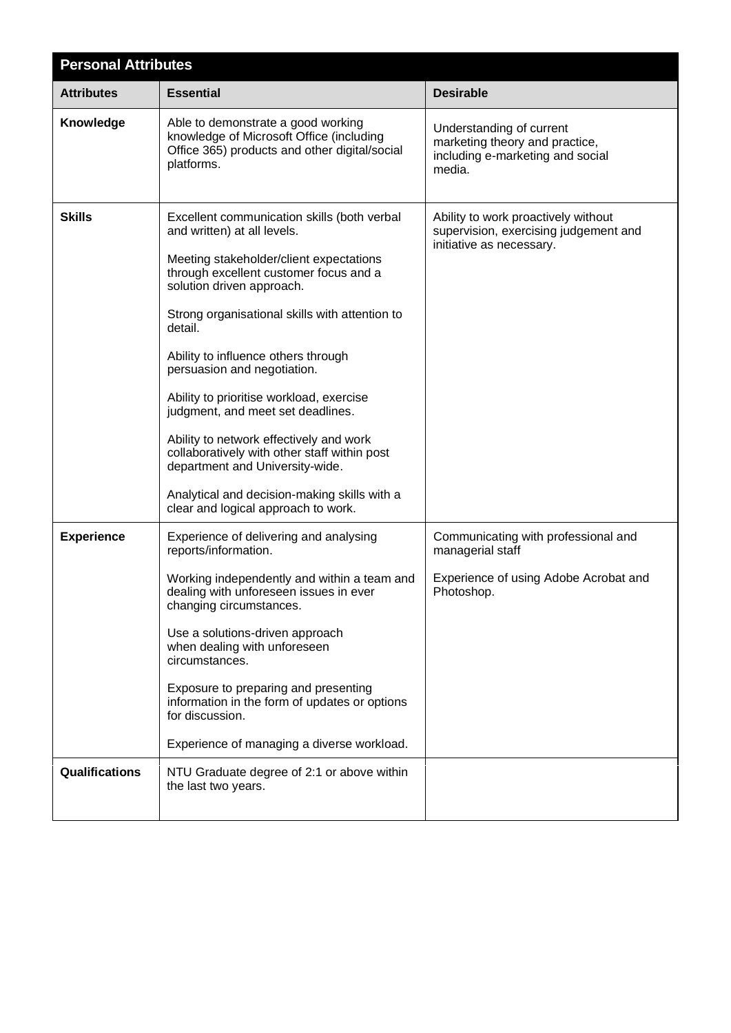## Personal Attributes

| Attributes | Essential | Desirable |
|---|---|---|
| **Knowledge** | Able to demonstrate a good working knowledge of Microsoft Office (including Office 365) products and other digital/social platforms. | Understanding of current marketing theory and practice, including e-marketing and social media. |
| **Skills** | Excellent communication skills (both verbal and written) at all levels.<br><br>Meeting stakeholder/client expectations through excellent customer focus and a solution driven approach.<br><br>Strong organisational skills with attention to detail.<br><br>Ability to influence others through persuasion and negotiation.<br><br>Ability to prioritise workload, exercise judgment, and meet set deadlines.<br><br>Ability to network effectively and work collaboratively with other staff within post department and University-wide.<br><br>Analytical and decision-making skills with a clear and logical approach to work. | Ability to work proactively without supervision, exercising judgement and initiative as necessary. |
| **Experience** | Experience of delivering and analysing reports/information.<br><br>Working independently and within a team and dealing with unforeseen issues in ever changing circumstances.<br><br>Use a solutions-driven approach when dealing with unforeseen circumstances.<br><br>Exposure to preparing and presenting information in the form of updates or options for discussion.<br><br>Experience of managing a diverse workload. | Communicating with professional and managerial staff<br><br>Experience of using Adobe Acrobat and Photoshop. |
| **Qualifications** | NTU Graduate degree of 2:1 or above within the last two years. | |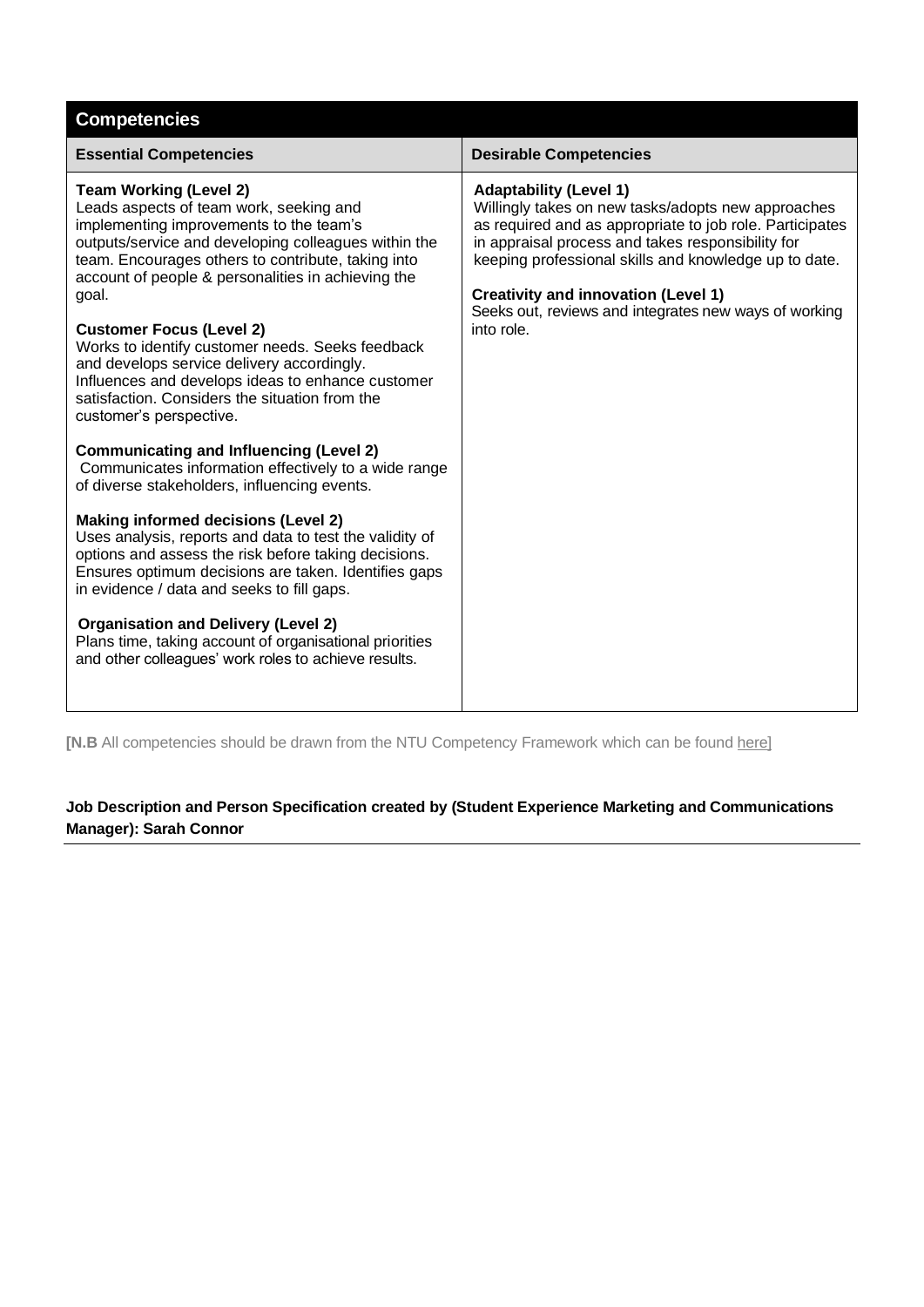| Competencies | |
|---|---|
| **Essential Competencies** | **Desirable Competencies** |
| **Team Working (Level 2)**<br>Leads aspects of team work, seeking and implementing improvements to the team's outputs/service and developing colleagues within the team. Encourages others to contribute, taking into account of people & personalities in achieving the goal.<br><br>**Customer Focus (Level 2)**<br>Works to identify customer needs. Seeks feedback and develops service delivery accordingly. Influences and develops ideas to enhance customer satisfaction. Considers the situation from the customer's perspective.<br><br>**Communicating and Influencing (Level 2)**<br>Communicates information effectively to a wide range of diverse stakeholders, influencing events.<br><br>**Making informed decisions (Level 2)**<br>Uses analysis, reports and data to test the validity of options and assess the risk before taking decisions. Ensures optimum decisions are taken. Identifies gaps in evidence / data and seeks to fill gaps.<br><br>**Organisation and Delivery (Level 2)**<br>Plans time, taking account of organisational priorities and other colleagues' work roles to achieve results. | **Adaptability (Level 1)**<br>Willingly takes on new tasks/adopts new approaches as required and as appropriate to job role. Participates in appraisal process and takes responsibility for keeping professional skills and knowledge up to date.<br><br>**Creativity and innovation (Level 1)**<br>Seeks out, reviews and integrates new ways of working into role. |

**[N.B** All competencies should be drawn from the NTU Competency Framework which can be found here]

**Job Description and Person Specification created by (Student Experience Marketing and Communications Manager): Sarah Connor**